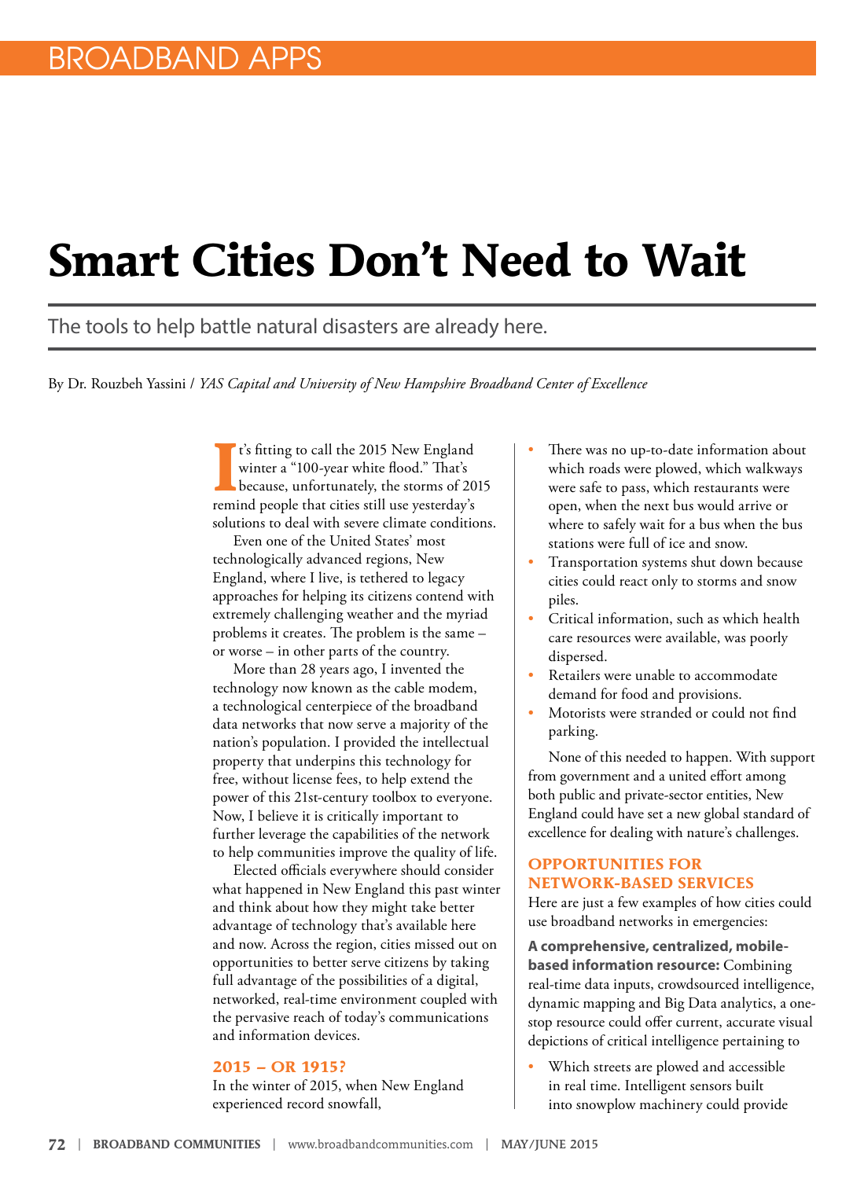BROADBAND APPS

# Smart Cities Don't Need to Wait

The tools to help battle natural disasters are already here.

By Dr. Rouzbeh Yassini / *YAS Capital and University of New Hampshire Broadband Center of Excellence*

It's fitting to call the 2015 New England winter a "100-year white flood." That's because, unfortunately, the storms of 2015 remind people that cities still use yesterday's solutions to deal with severe climate conditions.

Even one of the United States' most technologically advanced regions, New England, where I live, is tethered to legacy approaches for helping its citizens contend with extremely challenging weather and the myriad problems it creates. The problem is the same – or worse – in other parts of the country.

More than 28 years ago, I invented the technology now known as the cable modem, a technological centerpiece of the broadband data networks that now serve a majority of the nation's population. I provided the intellectual property that underpins this technology for free, without license fees, to help extend the power of this 21st-century toolbox to everyone. Now, I believe it is critically important to further leverage the capabilities of the network to help communities improve the quality of life.

Elected officials everywhere should consider what happened in New England this past winter and think about how they might take better advantage of technology that's available here and now. Across the region, cities missed out on opportunities to better serve citizens by taking full advantage of the possibilities of a digital, networked, real-time environment coupled with the pervasive reach of today's communications and information devices.

## 2015 – OR 1915?

In the winter of 2015, when New England experienced record snowfall,

- There was no up-to-date information about which roads were plowed, which walkways were safe to pass, which restaurants were open, when the next bus would arrive or where to safely wait for a bus when the bus stations were full of ice and snow.
- Transportation systems shut down because cities could react only to storms and snow piles.
- Critical information, such as which health care resources were available, was poorly dispersed.
- Retailers were unable to accommodate demand for food and provisions.
- Motorists were stranded or could not find parking.

None of this needed to happen. With support from government and a united effort among both public and private-sector entities, New England could have set a new global standard of excellence for dealing with nature's challenges.

## OPPORTUNITIES FOR NETWORK-BASED SERVICES

Here are just a few examples of how cities could use broadband networks in emergencies:

**A comprehensive, centralized, mobile-based information resource:** Combining real-time data inputs, crowdsourced intelligence, dynamic mapping and Big Data analytics, a one-stop resource could offer current, accurate visual depictions of critical intelligence pertaining to

- Which streets are plowed and accessible in real time. Intelligent sensors built into snowplow machinery could provide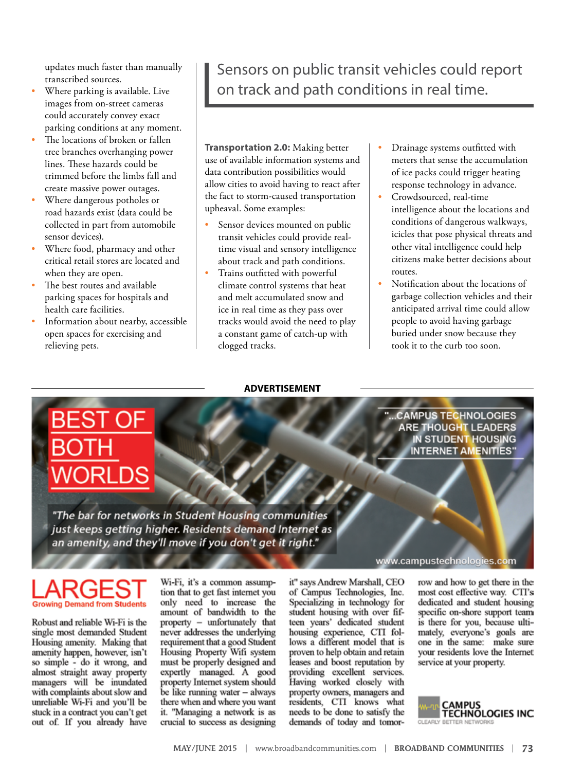updates much faster than manually transcribed sources.

- Where parking is available. Live images from on-street cameras could accurately convey exact parking conditions at any moment.
- The locations of broken or fallen tree branches overhanging power lines. These hazards could be trimmed before the limbs fall and create massive power outages.
- Where dangerous potholes or road hazards exist (data could be collected in part from automobile sensor devices).
- Where food, pharmacy and other critical retail stores are located and when they are open.
- The best routes and available parking spaces for hospitals and health care facilities.
- Information about nearby, accessible open spaces for exercising and relieving pets.

> Sensors on public transit vehicles could report on track and path conditions in real time.

**Transportation 2.0:** Making better use of available information systems and data contribution possibilities would allow cities to avoid having to react after the fact to storm-caused transportation upheaval. Some examples:

- Sensor devices mounted on public transit vehicles could provide real-time visual and sensory intelligence about track and path conditions.
- Trains outfitted with powerful climate control systems that heat and melt accumulated snow and ice in real time as they pass over tracks would avoid the need to play a constant game of catch-up with clogged tracks.
- Drainage systems outfitted with meters that sense the accumulation of ice packs could trigger heating response technology in advance.
- Crowdsourced, real-time intelligence about the locations and conditions of dangerous walkways, icicles that pose physical threats and other vital intelligence could help citizens make better decisions about routes.
- Notification about the locations of garbage collection vehicles and their anticipated arrival time could allow people to avoid having garbage buried under snow because they took it to the curb too soon.

**ADVERTISEMENT**

# BEST OF BOTH WORLDS

"...CAMPUS TECHNOLOGIES ARE THOUGHT LEADERS IN STUDENT HOUSING INTERNET AMENITIES"

*"The bar for networks in Student Housing communities just keeps getting higher. Residents demand Internet as an amenity, and they'll move if you don't get it right."*

www.campustechnologies.com

## LARGEST

**Growing Demand from Students**

Robust and reliable Wi-Fi is the single most demanded Student Housing amenity. Making that amenity happen, however, isn't so simple - do it wrong, and almost straight away property managers will be inundated with complaints about slow and unreliable Wi-Fi and you'll be stuck in a contract you can't get out of. If you already have Wi-Fi, it's a common assumption that to get fast internet you only need to increase the amount of bandwidth to the property – unfortunately that never addresses the underlying requirement that a good Student Housing Property Wifi system must be properly designed and expertly managed. A good property Internet system should be like running water – always there when and where you want it. "Managing a network is as crucial to success as designing it" says Andrew Marshall, CEO of Campus Technologies, Inc. Specializing in technology for student housing with over fifteen years' dedicated student housing experience, CTI follows a different model that is proven to help obtain and retain leases and boost reputation by providing excellent services. Having worked closely with property owners, managers and residents, CTI knows what needs to be done to satisfy the demands of today and tomorrow and how to get there in the most cost effective way. CTI's dedicated and student housing specific on-shore support team is there for you, because ultimately, everyone's goals are one in the same: make sure your residents love the Internet service at your property.

CAMPUS TECHNOLOGIES INC
CLEARLY BETTER NETWORKS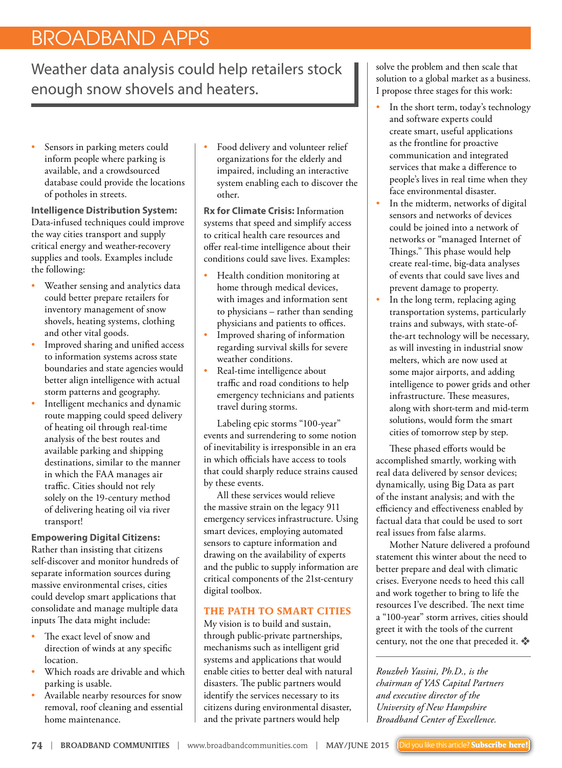Weather data analysis could help retailers stock enough snow shovels and heaters.

- Sensors in parking meters could inform people where parking is available, and a crowdsourced database could provide the locations of potholes in streets.

**Intelligence Distribution System:** Data-infused techniques could improve the way cities transport and supply critical energy and weather-recovery supplies and tools. Examples include the following:

- Weather sensing and analytics data could better prepare retailers for inventory management of snow shovels, heating systems, clothing and other vital goods.
- Improved sharing and unified access to information systems across state boundaries and state agencies would better align intelligence with actual storm patterns and geography.
- Intelligent mechanics and dynamic route mapping could speed delivery of heating oil through real-time analysis of the best routes and available parking and shipping destinations, similar to the manner in which the FAA manages air traffic. Cities should not rely solely on the 19-century method of delivering heating oil via river transport!

**Empowering Digital Citizens:** Rather than insisting that citizens self-discover and monitor hundreds of separate information sources during massive environmental crises, cities could develop smart applications that consolidate and manage multiple data inputs The data might include:

- The exact level of snow and direction of winds at any specific location.
- Which roads are drivable and which parking is usable.
- Available nearby resources for snow removal, roof cleaning and essential home maintenance.
- Food delivery and volunteer relief organizations for the elderly and impaired, including an interactive system enabling each to discover the other.

**Rx for Climate Crisis:** Information systems that speed and simplify access to critical health care resources and offer real-time intelligence about their conditions could save lives. Examples:

- Health condition monitoring at home through medical devices, with images and information sent to physicians – rather than sending physicians and patients to offices.
- Improved sharing of information regarding survival skills for severe weather conditions.
- Real-time intelligence about traffic and road conditions to help emergency technicians and patients travel during storms.

Labeling epic storms "100-year" events and surrendering to some notion of inevitability is irresponsible in an era in which officials have access to tools that could sharply reduce strains caused by these events.

All these services would relieve the massive strain on the legacy 911 emergency services infrastructure. Using smart devices, employing automated sensors to capture information and drawing on the availability of experts and the public to supply information are critical components of the 21st-century digital toolbox.

## THE PATH TO SMART CITIES

My vision is to build and sustain, through public-private partnerships, mechanisms such as intelligent grid systems and applications that would enable cities to better deal with natural disasters. The public partners would identify the services necessary to its citizens during environmental disaster, and the private partners would help solve the problem and then scale that solution to a global market as a business. I propose three stages for this work:

- In the short term, today's technology and software experts could create smart, useful applications as the frontline for proactive communication and integrated services that make a difference to people's lives in real time when they face environmental disaster.
- In the midterm, networks of digital sensors and networks of devices could be joined into a network of networks or "managed Internet of Things." This phase would help create real-time, big-data analyses of events that could save lives and prevent damage to property.
- In the long term, replacing aging transportation systems, particularly trains and subways, with state-of-the-art technology will be necessary, as will investing in industrial snow melters, which are now used at some major airports, and adding intelligence to power grids and other infrastructure. These measures, along with short-term and mid-term solutions, would form the smart cities of tomorrow step by step.

These phased efforts would be accomplished smartly, working with real data delivered by sensor devices; dynamically, using Big Data as part of the instant analysis; and with the efficiency and effectiveness enabled by factual data that could be used to sort real issues from false alarms.

Mother Nature delivered a profound statement this winter about the need to better prepare and deal with climatic crises. Everyone needs to heed this call and work together to bring to life the resources I've described. The next time a "100-year" storm arrives, cities should greet it with the tools of the current century, not the one that preceded it. ❖

---

*Rouzbeh Yassini, Ph.D., is the chairman of YAS Capital Partners and executive director of the University of New Hampshire Broadband Center of Excellence.*

Did you like this article? **Subscribe here!**